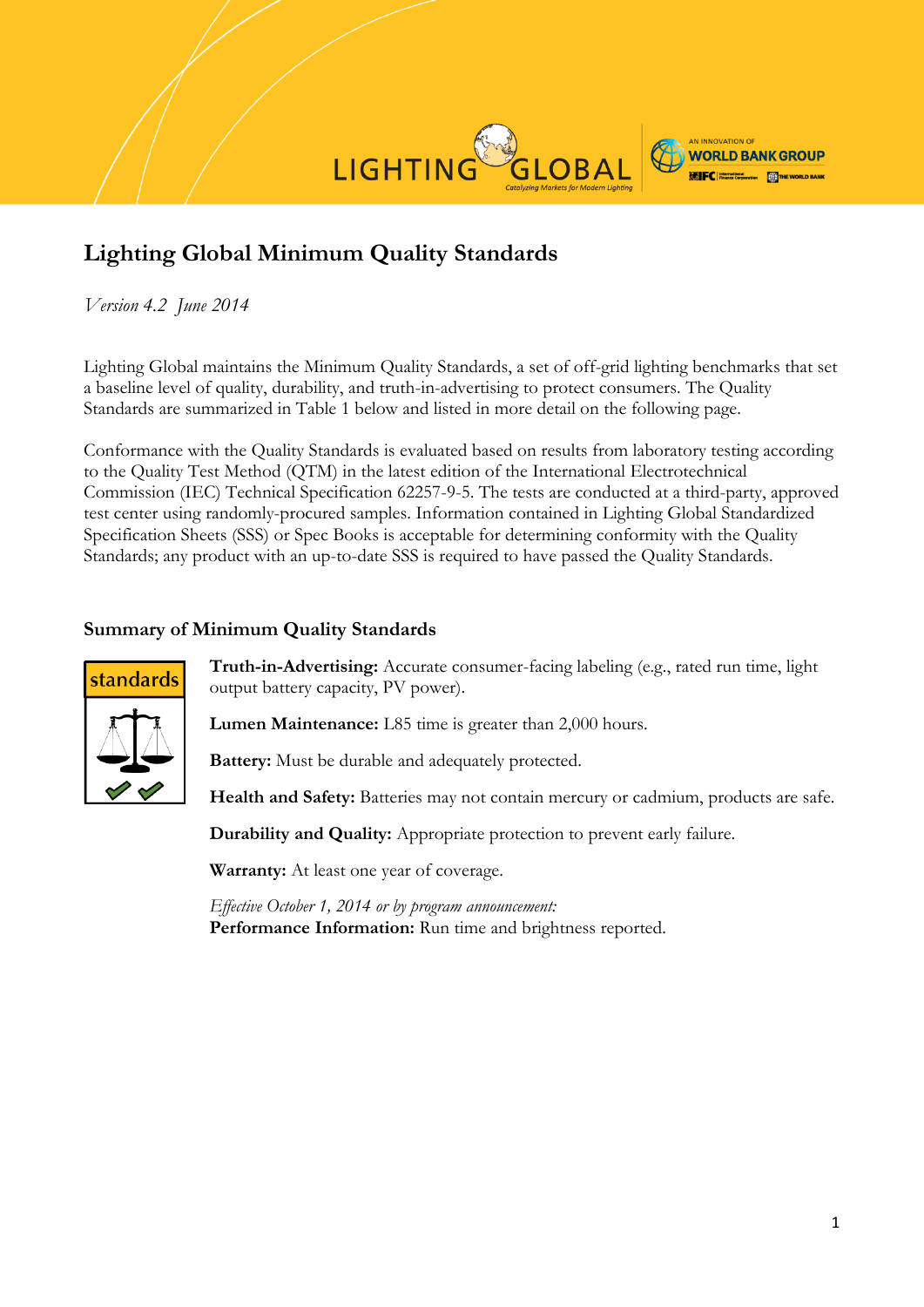# Lighting Global Minimum Quality Standards

*Version 4.2 June 2014*

Lighting Global maintains the Minimum Quality Standards, a set of off-grid lighting benchmarks that set a baseline level of quality, durability, and truth-in-advertising to protect consumers. The Quality Standards are summarized in Table 1 below and listed in more detail on the following page.

Conformance with the Quality Standards is evaluated based on results from laboratory testing according to the Quality Test Method (QTM) in the latest edition of the International Electrotechnical Commission (IEC) Technical Specification 62257-9-5. The tests are conducted at a third-party, approved test center using randomly-procured samples. Information contained in Lighting Global Standardized Specification Sheets (SSS) or Spec Books is acceptable for determining conformity with the Quality Standards; any product with an up-to-date SSS is required to have passed the Quality Standards.

## Summary of Minimum Quality Standards

**Truth-in-Advertising:** Accurate consumer-facing labeling (e.g., rated run time, light output battery capacity, PV power).

**Lumen Maintenance:** L85 time is greater than 2,000 hours.

**Battery:** Must be durable and adequately protected.

**Health and Safety:** Batteries may not contain mercury or cadmium, products are safe.

**Durability and Quality:** Appropriate protection to prevent early failure.

**Warranty:** At least one year of coverage.

*Effective October 1, 2014 or by program announcement:*
**Performance Information:** Run time and brightness reported.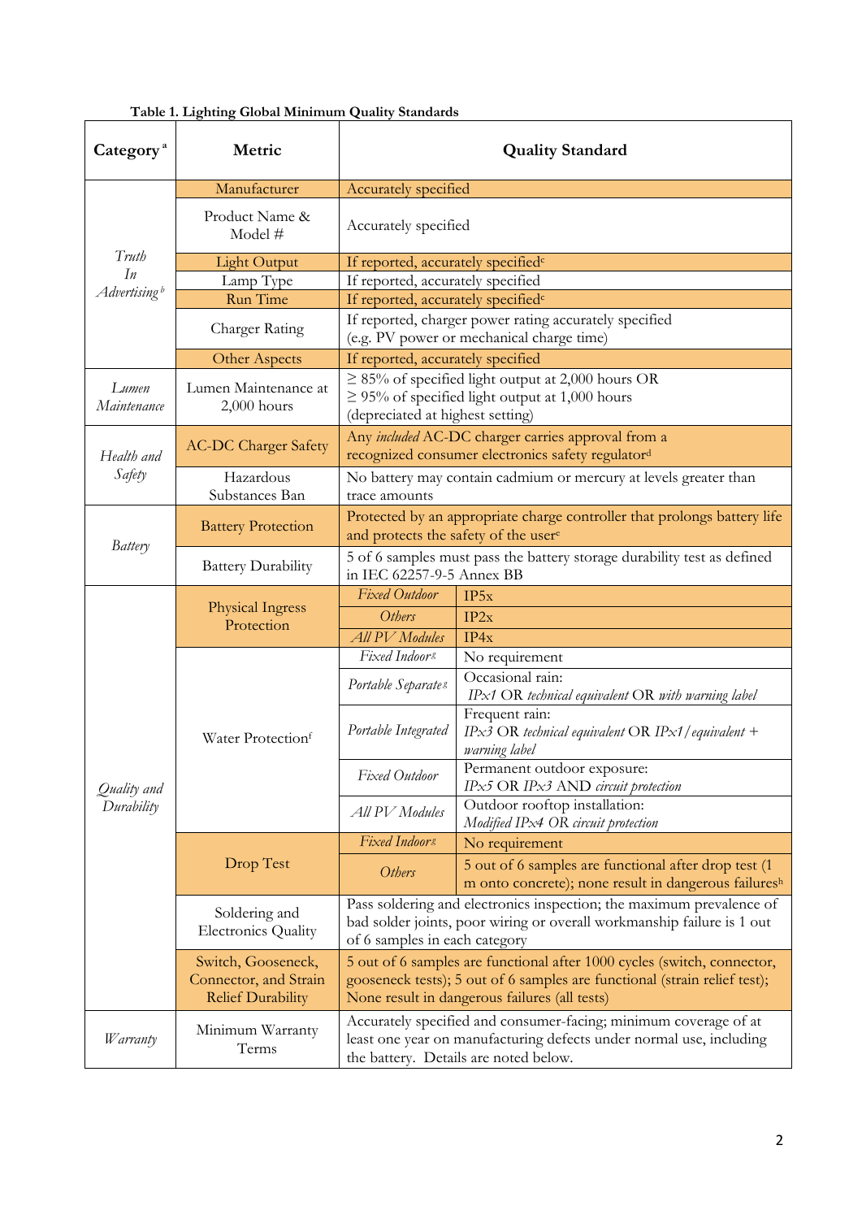**Table 1. Lighting Global Minimum Quality Standards**

| Category[a] | Metric | Quality Standard | |
|---|---|---|---|
| *Truth In Advertising*[b] | Manufacturer | Accurately specified | |
| | Product Name & Model # | Accurately specified | |
| | Light Output | If reported, accurately specified[c] | |
| | Lamp Type | If reported, accurately specified | |
| | Run Time | If reported, accurately specified[c] | |
| | Charger Rating | If reported, charger power rating accurately specified (e.g. PV power or mechanical charge time) | |
| | Other Aspects | If reported, accurately specified | |
| *Lumen Maintenance* | Lumen Maintenance at 2,000 hours | ≥ 85% of specified light output at 2,000 hours OR ≥ 95% of specified light output at 1,000 hours (depreciated at highest setting) | |
| *Health and Safety* | AC-DC Charger Safety | Any *included* AC-DC charger carries approval from a recognized consumer electronics safety regulator[d] | |
| | Hazardous Substances Ban | No battery may contain cadmium or mercury at levels greater than trace amounts | |
| *Battery* | Battery Protection | Protected by an appropriate charge controller that prolongs battery life and protects the safety of the user[e] | |
| | Battery Durability | 5 of 6 samples must pass the battery storage durability test as defined in IEC 62257-9-5 Annex BB | |
| *Quality and Durability* | Physical Ingress Protection | *Fixed Outdoor* | IP5x |
| | | *Others* | IP2x |
| | | *All PV Modules* | IP4x |
| | Water Protection[f] | *Fixed Indoor*[g] | No requirement |
| | | *Portable Separate*[g] | Occasional rain: *IPx1* OR *technical equivalent* OR *with warning label* |
| | | *Portable Integrated* | Frequent rain: *IPx3* OR *technical equivalent* OR *IPx1/equivalent + warning label* |
| | | *Fixed Outdoor* | Permanent outdoor exposure: *IPx5* OR *IPx3* AND *circuit protection* |
| | | *All PV Modules* | Outdoor rooftop installation: *Modified IPx4* OR *circuit protection* |
| | Drop Test | *Fixed Indoor*[g] | No requirement |
| | | *Others* | 5 out of 6 samples are functional after drop test (1 m onto concrete); none result in dangerous failures[h] |
| | Soldering and Electronics Quality | Pass soldering and electronics inspection; the maximum prevalence of bad solder joints, poor wiring or overall workmanship failure is 1 out of 6 samples in each category | |
| | Switch, Gooseneck, Connector, and Strain Relief Durability | 5 out of 6 samples are functional after 1000 cycles (switch, connector, gooseneck tests); 5 out of 6 samples are functional (strain relief test); None result in dangerous failures (all tests) | |
| *Warranty* | Minimum Warranty Terms | Accurately specified and consumer-facing; minimum coverage of at least one year on manufacturing defects under normal use, including the battery. Details are noted below. | |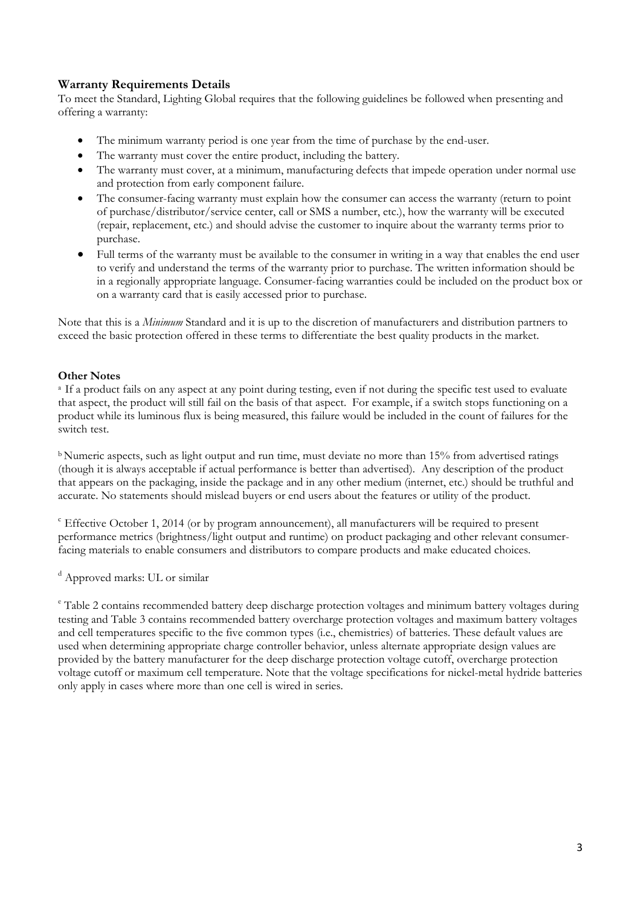### Warranty Requirements Details

To meet the Standard, Lighting Global requires that the following guidelines be followed when presenting and offering a warranty:

- The minimum warranty period is one year from the time of purchase by the end-user.
- The warranty must cover the entire product, including the battery.
- The warranty must cover, at a minimum, manufacturing defects that impede operation under normal use and protection from early component failure.
- The consumer-facing warranty must explain how the consumer can access the warranty (return to point of purchase/distributor/service center, call or SMS a number, etc.), how the warranty will be executed (repair, replacement, etc.) and should advise the customer to inquire about the warranty terms prior to purchase.
- Full terms of the warranty must be available to the consumer in writing in a way that enables the end user to verify and understand the terms of the warranty prior to purchase. The written information should be in a regionally appropriate language. Consumer-facing warranties could be included on the product box or on a warranty card that is easily accessed prior to purchase.

Note that this is a *Minimum* Standard and it is up to the discretion of manufacturers and distribution partners to exceed the basic protection offered in these terms to differentiate the best quality products in the market.

### Other Notes

[a] If a product fails on any aspect at any point during testing, even if not during the specific test used to evaluate that aspect, the product will still fail on the basis of that aspect. For example, if a switch stops functioning on a product while its luminous flux is being measured, this failure would be included in the count of failures for the switch test.

[b] Numeric aspects, such as light output and run time, must deviate no more than 15% from advertised ratings (though it is always acceptable if actual performance is better than advertised). Any description of the product that appears on the packaging, inside the package and in any other medium (internet, etc.) should be truthful and accurate. No statements should mislead buyers or end users about the features or utility of the product.

[c] Effective October 1, 2014 (or by program announcement), all manufacturers will be required to present performance metrics (brightness/light output and runtime) on product packaging and other relevant consumer-facing materials to enable consumers and distributors to compare products and make educated choices.

[d] Approved marks: UL or similar

[e] Table 2 contains recommended battery deep discharge protection voltages and minimum battery voltages during testing and Table 3 contains recommended battery overcharge protection voltages and maximum battery voltages and cell temperatures specific to the five common types (i.e., chemistries) of batteries. These default values are used when determining appropriate charge controller behavior, unless alternate appropriate design values are provided by the battery manufacturer for the deep discharge protection voltage cutoff, overcharge protection voltage cutoff or maximum cell temperature. Note that the voltage specifications for nickel-metal hydride batteries only apply in cases where more than one cell is wired in series.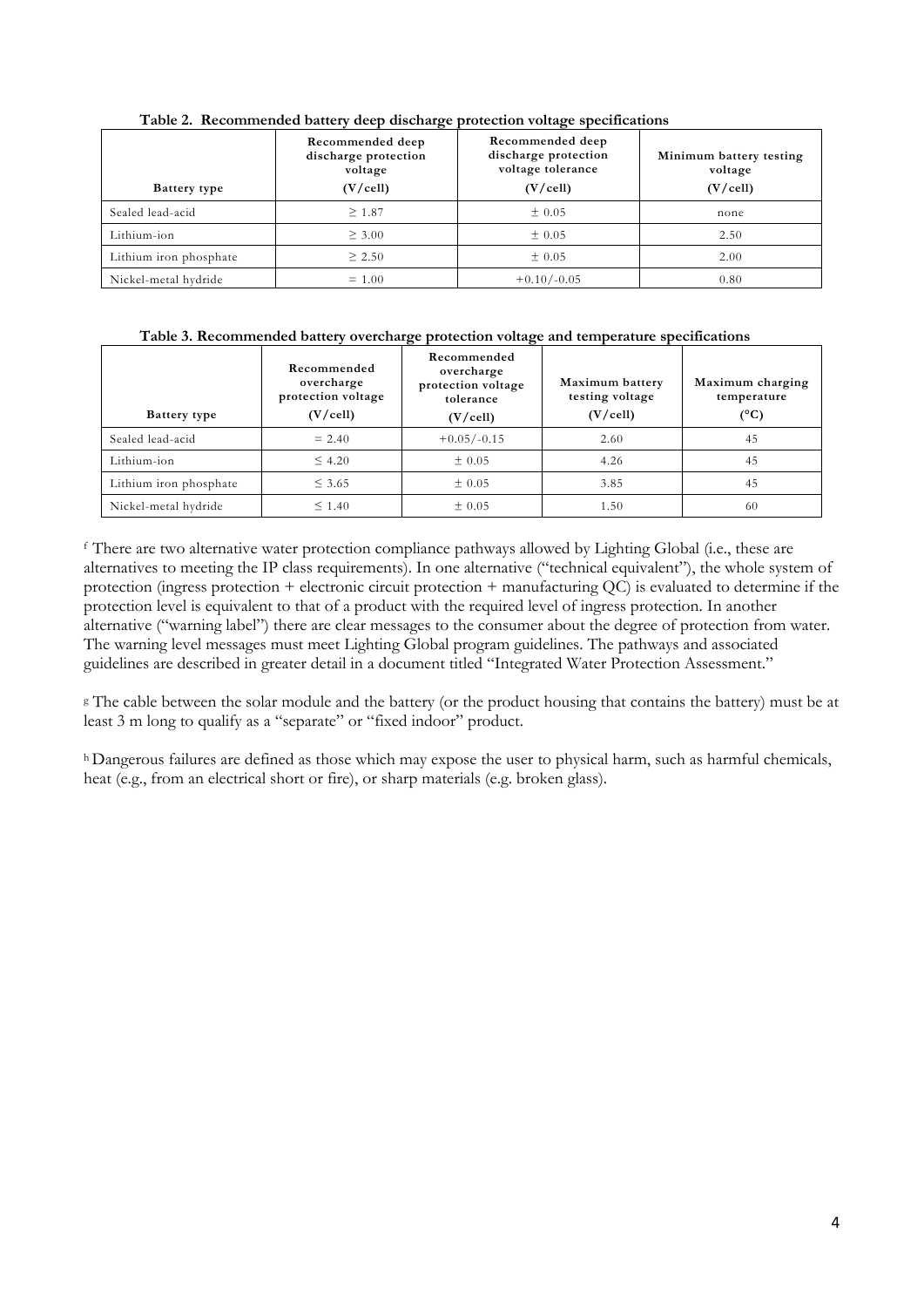**Table 2. Recommended battery deep discharge protection voltage specifications**

| Battery type | Recommended deep discharge protection voltage (V/cell) | Recommended deep discharge protection voltage tolerance (V/cell) | Minimum battery testing voltage (V/cell) |
| --- | --- | --- | --- |
| Sealed lead-acid | ≥ 1.87 | ± 0.05 | none |
| Lithium-ion | ≥ 3.00 | ± 0.05 | 2.50 |
| Lithium iron phosphate | ≥ 2.50 | ± 0.05 | 2.00 |
| Nickel-metal hydride | = 1.00 | +0.10/-0.05 | 0.80 |

**Table 3. Recommended battery overcharge protection voltage and temperature specifications**

| Battery type | Recommended overcharge protection voltage (V/cell) | Recommended overcharge protection voltage tolerance (V/cell) | Maximum battery testing voltage (V/cell) | Maximum charging temperature (°C) |
| --- | --- | --- | --- | --- |
| Sealed lead-acid | = 2.40 | +0.05/-0.15 | 2.60 | 45 |
| Lithium-ion | ≤ 4.20 | ± 0.05 | 4.26 | 45 |
| Lithium iron phosphate | ≤ 3.65 | ± 0.05 | 3.85 | 45 |
| Nickel-metal hydride | ≤ 1.40 | ± 0.05 | 1.50 | 60 |

[f] There are two alternative water protection compliance pathways allowed by Lighting Global (i.e., these are alternatives to meeting the IP class requirements). In one alternative ("technical equivalent"), the whole system of protection (ingress protection + electronic circuit protection + manufacturing QC) is evaluated to determine if the protection level is equivalent to that of a product with the required level of ingress protection. In another alternative ("warning label") there are clear messages to the consumer about the degree of protection from water. The warning level messages must meet Lighting Global program guidelines. The pathways and associated guidelines are described in greater detail in a document titled "Integrated Water Protection Assessment."

[g] The cable between the solar module and the battery (or the product housing that contains the battery) must be at least 3 m long to qualify as a "separate" or "fixed indoor" product.

[h] Dangerous failures are defined as those which may expose the user to physical harm, such as harmful chemicals, heat (e.g., from an electrical short or fire), or sharp materials (e.g. broken glass).